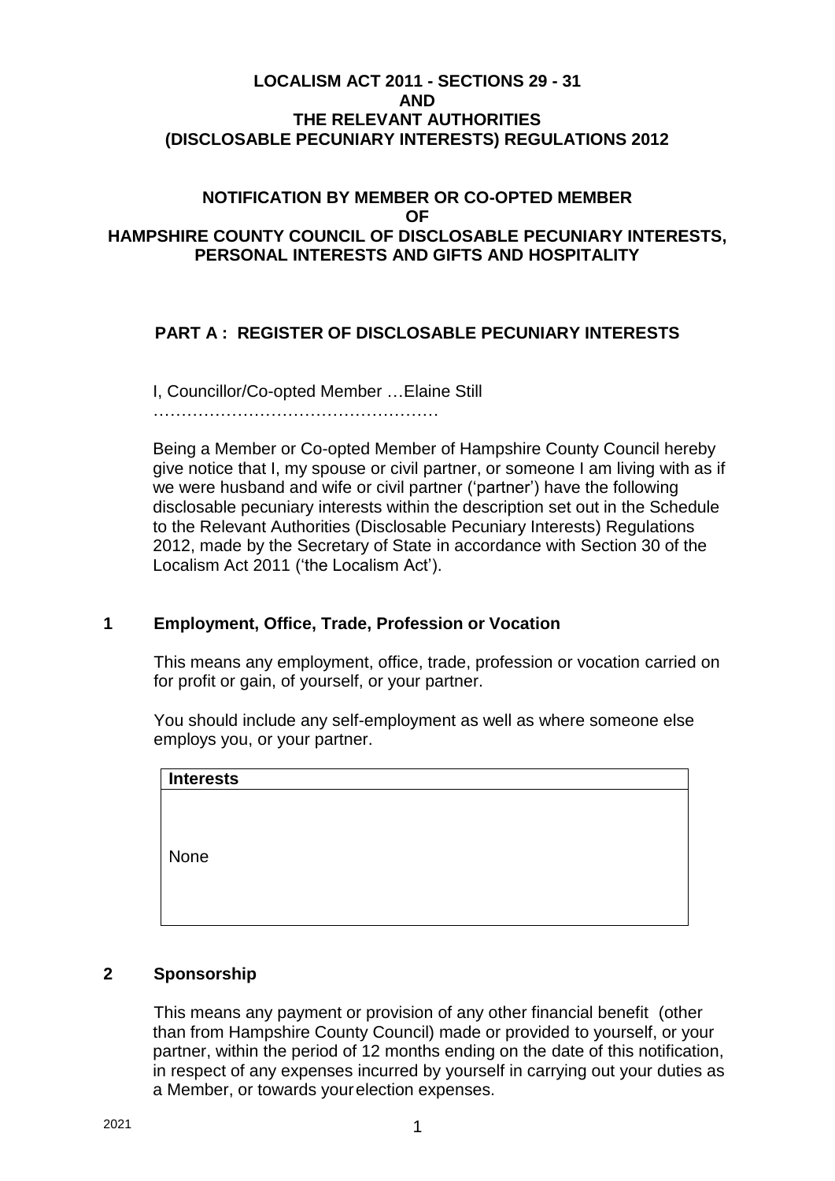**LOCALISM ACT 2011 - SECTIONS 29 - 31**
**AND**
**THE RELEVANT AUTHORITIES**
**(DISCLOSABLE PECUNIARY INTERESTS) REGULATIONS 2012**

**NOTIFICATION BY MEMBER OR CO-OPTED MEMBER**
**OF**
**HAMPSHIRE COUNTY COUNCIL OF DISCLOSABLE PECUNIARY INTERESTS, PERSONAL INTERESTS AND GIFTS AND HOSPITALITY**

## PART A : REGISTER OF DISCLOSABLE PECUNIARY INTERESTS

I, Councillor/Co-opted Member …Elaine Still ……………………………………………

Being a Member or Co-opted Member of Hampshire County Council hereby give notice that I, my spouse or civil partner, or someone I am living with as if we were husband and wife or civil partner ('partner') have the following disclosable pecuniary interests within the description set out in the Schedule to the Relevant Authorities (Disclosable Pecuniary Interests) Regulations 2012, made by the Secretary of State in accordance with Section 30 of the Localism Act 2011 ('the Localism Act').

### 1 Employment, Office, Trade, Profession or Vocation

This means any employment, office, trade, profession or vocation carried on for profit or gain, of yourself, or your partner.

You should include any self-employment as well as where someone else employs you, or your partner.

| Interests |
|---|
| None |

### 2 Sponsorship

This means any payment or provision of any other financial benefit (other than from Hampshire County Council) made or provided to yourself, or your partner, within the period of 12 months ending on the date of this notification, in respect of any expenses incurred by yourself in carrying out your duties as a Member, or towards your election expenses.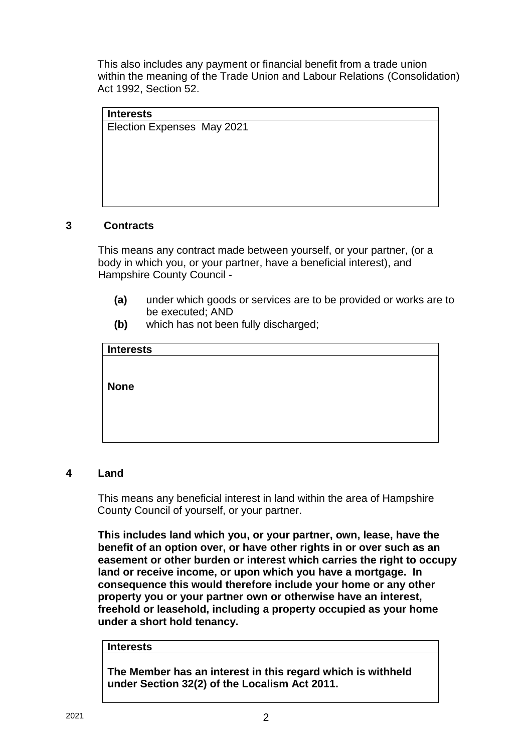This also includes any payment or financial benefit from a trade union within the meaning of the Trade Union and Labour Relations (Consolidation) Act 1992, Section 52.

| Interests |
|---|
| Election Expenses May 2021 |

## 3 Contracts

This means any contract made between yourself, or your partner, (or a body in which you, or your partner, have a beneficial interest), and Hampshire County Council -

- **(a)** under which goods or services are to be provided or works are to be executed; AND
- **(b)** which has not been fully discharged;

| Interests |
|---|
| **None** |

## 4 Land

This means any beneficial interest in land within the area of Hampshire County Council of yourself, or your partner.

**This includes land which you, or your partner, own, lease, have the benefit of an option over, or have other rights in or over such as an easement or other burden or interest which carries the right to occupy land or receive income, or upon which you have a mortgage. In consequence this would therefore include your home or any other property you or your partner own or otherwise have an interest, freehold or leasehold, including a property occupied as your home under a short hold tenancy.**

| Interests |
|---|
| **The Member has an interest in this regard which is withheld under Section 32(2) of the Localism Act 2011.** |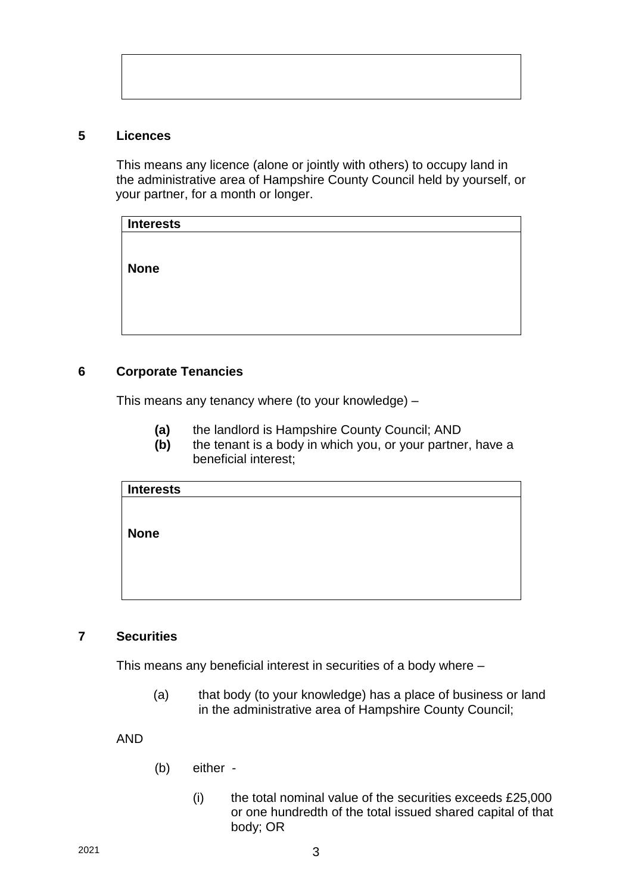| |
|---|
| |

## 5 Licences

This means any licence (alone or jointly with others) to occupy land in the administrative area of Hampshire County Council held by yourself, or your partner, for a month or longer.

| **Interests** |
|---|
| **None** |

## 6 Corporate Tenancies

This means any tenancy where (to your knowledge) –

**(a)** the landlord is Hampshire County Council; AND
**(b)** the tenant is a body in which you, or your partner, have a beneficial interest;

| **Interests** |
|---|
| **None** |

## 7 Securities

This means any beneficial interest in securities of a body where –

(a) that body (to your knowledge) has a place of business or land in the administrative area of Hampshire County Council;

AND

(b) either -

(i) the total nominal value of the securities exceeds £25,000 or one hundredth of the total issued shared capital of that body; OR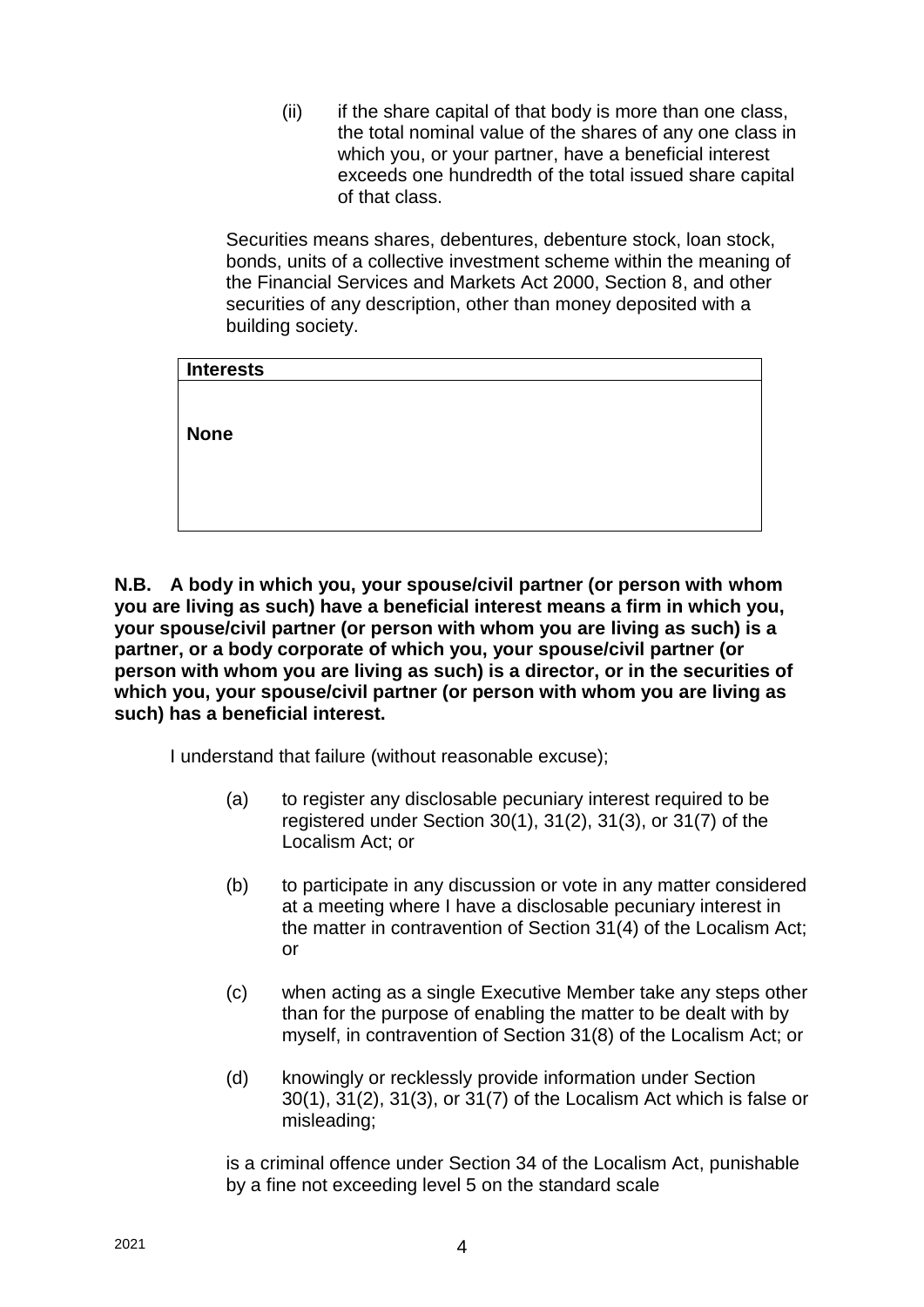(ii) if the share capital of that body is more than one class, the total nominal value of the shares of any one class in which you, or your partner, have a beneficial interest exceeds one hundredth of the total issued share capital of that class.

Securities means shares, debentures, debenture stock, loan stock, bonds, units of a collective investment scheme within the meaning of the Financial Services and Markets Act 2000, Section 8, and other securities of any description, other than money deposited with a building society.

| **Interests** |
| --- |
| **None** |

**N.B. A body in which you, your spouse/civil partner (or person with whom you are living as such) have a beneficial interest means a firm in which you, your spouse/civil partner (or person with whom you are living as such) is a partner, or a body corporate of which you, your spouse/civil partner (or person with whom you are living as such) is a director, or in the securities of which you, your spouse/civil partner (or person with whom you are living as such) has a beneficial interest.**

I understand that failure (without reasonable excuse);

(a) to register any disclosable pecuniary interest required to be registered under Section 30(1), 31(2), 31(3), or 31(7) of the Localism Act; or

(b) to participate in any discussion or vote in any matter considered at a meeting where I have a disclosable pecuniary interest in the matter in contravention of Section 31(4) of the Localism Act; or

(c) when acting as a single Executive Member take any steps other than for the purpose of enabling the matter to be dealt with by myself, in contravention of Section 31(8) of the Localism Act; or

(d) knowingly or recklessly provide information under Section 30(1), 31(2), 31(3), or 31(7) of the Localism Act which is false or misleading;

is a criminal offence under Section 34 of the Localism Act, punishable by a fine not exceeding level 5 on the standard scale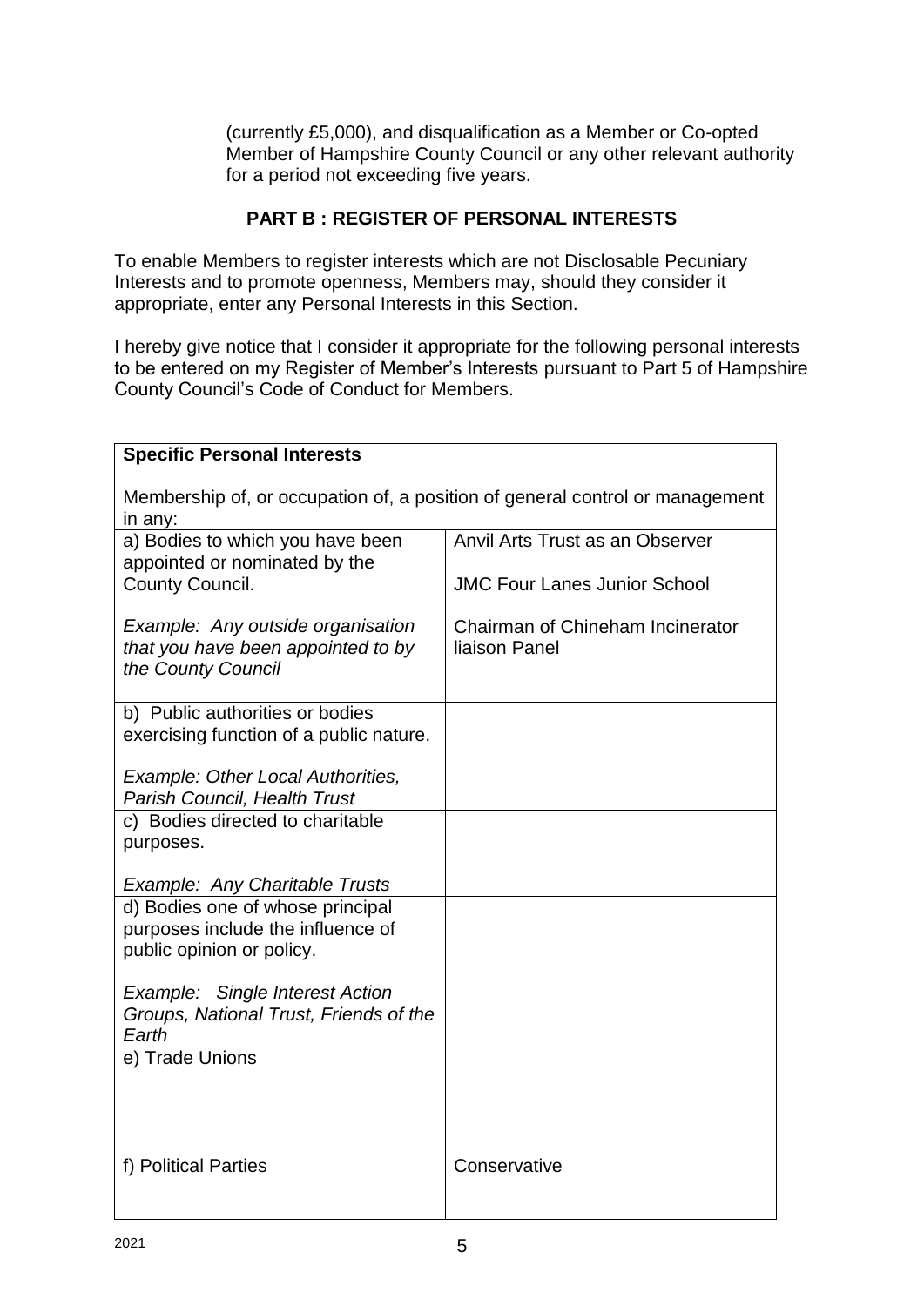(currently £5,000), and disqualification as a Member or Co-opted Member of Hampshire County Council or any other relevant authority for a period not exceeding five years.

## PART B : REGISTER OF PERSONAL INTERESTS

To enable Members to register interests which are not Disclosable Pecuniary Interests and to promote openness, Members may, should they consider it appropriate, enter any Personal Interests in this Section.

I hereby give notice that I consider it appropriate for the following personal interests to be entered on my Register of Member's Interests pursuant to Part 5 of Hampshire County Council's Code of Conduct for Members.

| **Specific Personal Interests**<br><br>Membership of, or occupation of, a position of general control or management in any: | |
|---|---|
| a) Bodies to which you have been appointed or nominated by the County Council.<br><br>*Example: Any outside organisation that you have been appointed to by the County Council* | Anvil Arts Trust as an Observer<br><br>JMC Four Lanes Junior School<br><br>Chairman of Chineham Incinerator liaison Panel |
| b) Public authorities or bodies exercising function of a public nature.<br><br>*Example: Other Local Authorities, Parish Council, Health Trust* | |
| c) Bodies directed to charitable purposes.<br><br>*Example: Any Charitable Trusts* | |
| d) Bodies one of whose principal purposes include the influence of public opinion or policy.<br><br>*Example: Single Interest Action Groups, National Trust, Friends of the Earth* | |
| e) Trade Unions | |
| f) Political Parties | Conservative |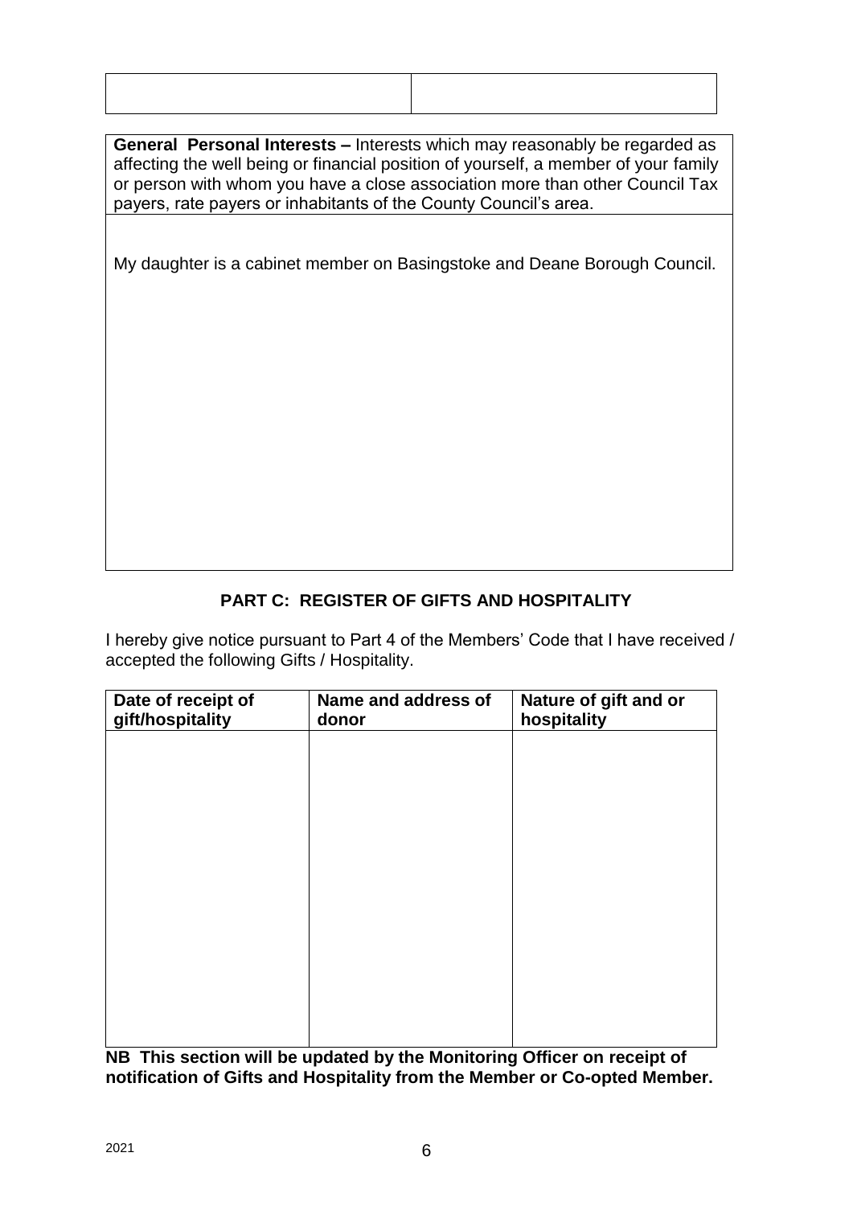| | |
|---|---|
| | |

| **General Personal Interests –** Interests which may reasonably be regarded as affecting the well being or financial position of yourself, a member of your family or person with whom you have a close association more than other Council Tax payers, rate payers or inhabitants of the County Council's area. |
|---|
| My daughter is a cabinet member on Basingstoke and Deane Borough Council. |

## PART C: REGISTER OF GIFTS AND HOSPITALITY

I hereby give notice pursuant to Part 4 of the Members' Code that I have received / accepted the following Gifts / Hospitality.

| Date of receipt of gift/hospitality | Name and address of donor | Nature of gift and or hospitality |
|---|---|---|
| | | |

**NB This section will be updated by the Monitoring Officer on receipt of notification of Gifts and Hospitality from the Member or Co-opted Member.**

2021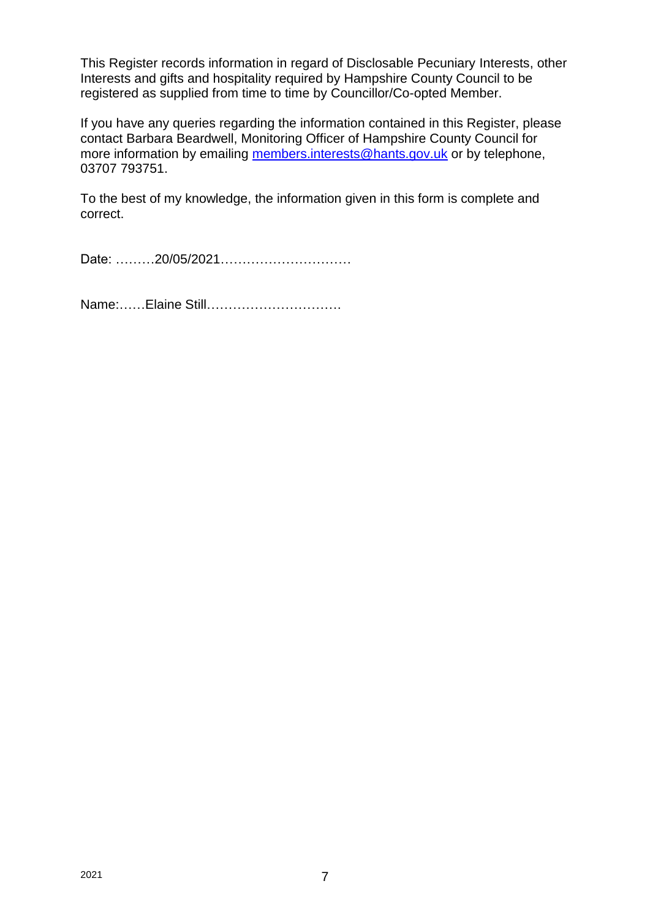This Register records information in regard of Disclosable Pecuniary Interests, other Interests and gifts and hospitality required by Hampshire County Council to be registered as supplied from time to time by Councillor/Co-opted Member.

If you have any queries regarding the information contained in this Register, please contact Barbara Beardwell, Monitoring Officer of Hampshire County Council for more information by emailing members.interests@hants.gov.uk or by telephone, 03707 793751.

To the best of my knowledge, the information given in this form is complete and correct.

Date: ………20/05/2021…………………………

Name:……Elaine Still………………………….